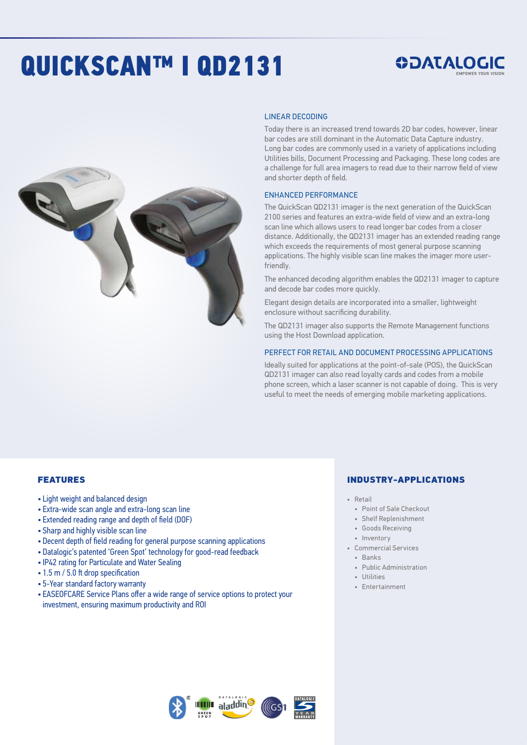# QUICKSCAN™ I QD2131

DATALOGIC
EMPOWER YOUR VISION

## LINEAR DECODING

Today there is an increased trend towards 2D bar codes, however, linear bar codes are still dominant in the Automatic Data Capture industry. Long bar codes are commonly used in a variety of applications including Utilities bills, Document Processing and Packaging. These long codes are a challenge for full area imagers to read due to their narrow field of view and shorter depth of field.

## ENHANCED PERFORMANCE

The QuickScan QD2131 imager is the next generation of the QuickScan 2100 series and features an extra-wide field of view and an extra-long scan line which allows users to read longer bar codes from a closer distance. Additionally, the QD2131 imager has an extended reading range which exceeds the requirements of most general purpose scanning applications. The highly visible scan line makes the imager more user-friendly.

The enhanced decoding algorithm enables the QD2131 imager to capture and decode bar codes more quickly.

Elegant design details are incorporated into a smaller, lightweight enclosure without sacrificing durability.

The QD2131 imager also supports the Remote Management functions using the Host Download application.

## PERFECT FOR RETAIL AND DOCUMENT PROCESSING APPLICATIONS

Ideally suited for applications at the point-of-sale (POS), the QuickScan QD2131 imager can also read loyalty cards and codes from a mobile phone screen, which a laser scanner is not capable of doing. This is very useful to meet the needs of emerging mobile marketing applications.

## FEATURES

- Light weight and balanced design
- Extra-wide scan angle and extra-long scan line
- Extended reading range and depth of field (DOF)
- Sharp and highly visible scan line
- Decent depth of field reading for general purpose scanning applications
- Datalogic's patented 'Green Spot' technology for good-read feedback
- IP42 rating for Particulate and Water Sealing
- 1.5 m / 5.0 ft drop specification
- 5-Year standard factory warranty
- EASEOFCARE Service Plans offer a wide range of service options to protect your investment, ensuring maximum productivity and ROI

## INDUSTRY-APPLICATIONS

- Retail
  - Point of Sale Checkout
  - Shelf Replenishment
  - Goods Receiving
  - Inventory
- Commercial Services
  - Banks
  - Public Administration
  - Utilities
  - Entertainment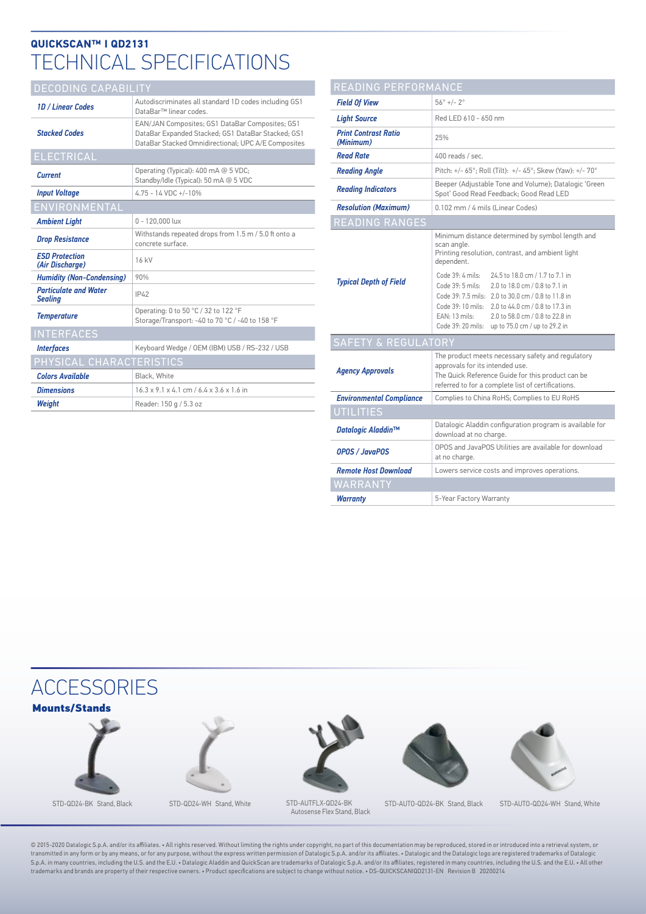## QUICKSCAN™ I QD2131

# TECHNICAL SPECIFICATIONS

### DECODING CAPABILITY

| | |
|---|---|
| ***1D / Linear Codes*** | Autodiscriminates all standard 1D codes including GS1 DataBar™ linear codes. |
| ***Stacked Codes*** | EAN/JAN Composites; GS1 DataBar Composites; GS1 DataBar Expanded Stacked; GS1 DataBar Stacked; GS1 DataBar Stacked Omnidirectional; UPC A/E Composites |

### ELECTRICAL

| | |
|---|---|
| ***Current*** | Operating (Typical): 400 mA @ 5 VDC; Standby/Idle (Typical): 50 mA @ 5 VDC |
| ***Input Voltage*** | 4.75 - 14 VDC +/-10% |

### ENVIRONMENTAL

| | |
|---|---|
| ***Ambient Light*** | 0 - 120,000 lux |
| ***Drop Resistance*** | Withstands repeated drops from 1.5 m / 5.0 ft onto a concrete surface. |
| ***ESD Protection (Air Discharge)*** | 16 kV |
| ***Humidity (Non-Condensing)*** | 90% |
| ***Particulate and Water Sealing*** | IP42 |
| ***Temperature*** | Operating: 0 to 50 °C / 32 to 122 °F<br>Storage/Transport: -40 to 70 °C / -40 to 158 °F |

### INTERFACES

| | |
|---|---|
| ***Interfaces*** | Keyboard Wedge / OEM (IBM) USB / RS-232 / USB |

### PHYSICAL CHARACTERISTICS

| | |
|---|---|
| ***Colors Available*** | Black, White |
| ***Dimensions*** | 16.3 x 9.1 x 4.1 cm / 6.4 x 3.6 x 1.6 in |
| ***Weight*** | Reader: 150 g / 5.3 oz |

### READING PERFORMANCE

| | |
|---|---|
| ***Field Of View*** | 56° +/- 2° |
| ***Light Source*** | Red LED 610 - 650 nm |
| ***Print Contrast Ratio (Minimum)*** | 25% |
| ***Read Rate*** | 400 reads / sec. |
| ***Reading Angle*** | Pitch: +/- 65°; Roll (Tilt): +/- 45°; Skew (Yaw): +/- 70° |
| ***Reading Indicators*** | Beeper (Adjustable Tone and Volume); Datalogic 'Green Spot' Good Read Feedback; Good Read LED |
| ***Resolution (Maximum)*** | 0.102 mm / 4 mils (Linear Codes) |

### READING RANGES

| | |
|---|---|
| ***Typical Depth of Field*** | Minimum distance determined by symbol length and scan angle.<br>Printing resolution, contrast, and ambient light dependent.<br>Code 39: 4 mils: 24.5 to 18.0 cm / 1.7 to 7.1 in<br>Code 39: 5 mils: 2.0 to 18.0 cm / 0.8 to 7.1 in<br>Code 39: 7.5 mils: 2.0 to 30.0 cm / 0.8 to 11.8 in<br>Code 39: 10 mils: 2.0 to 44.0 cm / 0.8 to 17.3 in<br>EAN: 13 mils: 2.0 to 58.0 cm / 0.8 to 22.8 in<br>Code 39: 20 mils: up to 75.0 cm / up to 29.2 in |

### SAFETY & REGULATORY

| | |
|---|---|
| ***Agency Approvals*** | The product meets necessary safety and regulatory approvals for its intended use.<br>The Quick Reference Guide for this product can be referred to for a complete list of certifications. |
| ***Environmental Compliance*** | Complies to China RoHS; Complies to EU RoHS |

### UTILITIES

| | |
|---|---|
| ***Datalogic Aladdin™*** | Datalogic Aladdin configuration program is available for download at no charge. |
| ***OPOS / JavaPOS*** | OPOS and JavaPOS Utilities are available for download at no charge. |
| ***Remote Host Download*** | Lowers service costs and improves operations. |

### WARRANTY

| | |
|---|---|
| ***Warranty*** | 5-Year Factory Warranty |

# ACCESSORIES

## Mounts/Stands

STD-QD24-BK Stand, Black

STD-QD24-WH Stand, White

STD-AUTFLX-QD24-BK Autosense Flex Stand, Black

STD-AUTO-QD24-BK Stand, Black

STD-AUTO-QD24-WH Stand, White

© 2015-2020 Datalogic S.p.A. and/or its affiliates. • All rights reserved. Without limiting the rights under copyright, no part of this documentation may be reproduced, stored in or introduced into a retrieval system, or transmitted in any form or by any means, or for any purpose, without the express written permission of Datalogic S.p.A. and/or its affiliates. • Datalogic and the Datalogic logo are registered trademarks of Datalogic S.p.A. in many countries, including the U.S. and the E.U. • Datalogic Aladdin and QuickScan are trademarks of Datalogic S.p.A. and/or its affiliates, registered in many countries, including the U.S. and the E.U. • All other trademarks and brands are property of their respective owners. • Product specifications are subject to change without notice. • DS-QUICKSCANIQD2131-EN Revision B 20200214